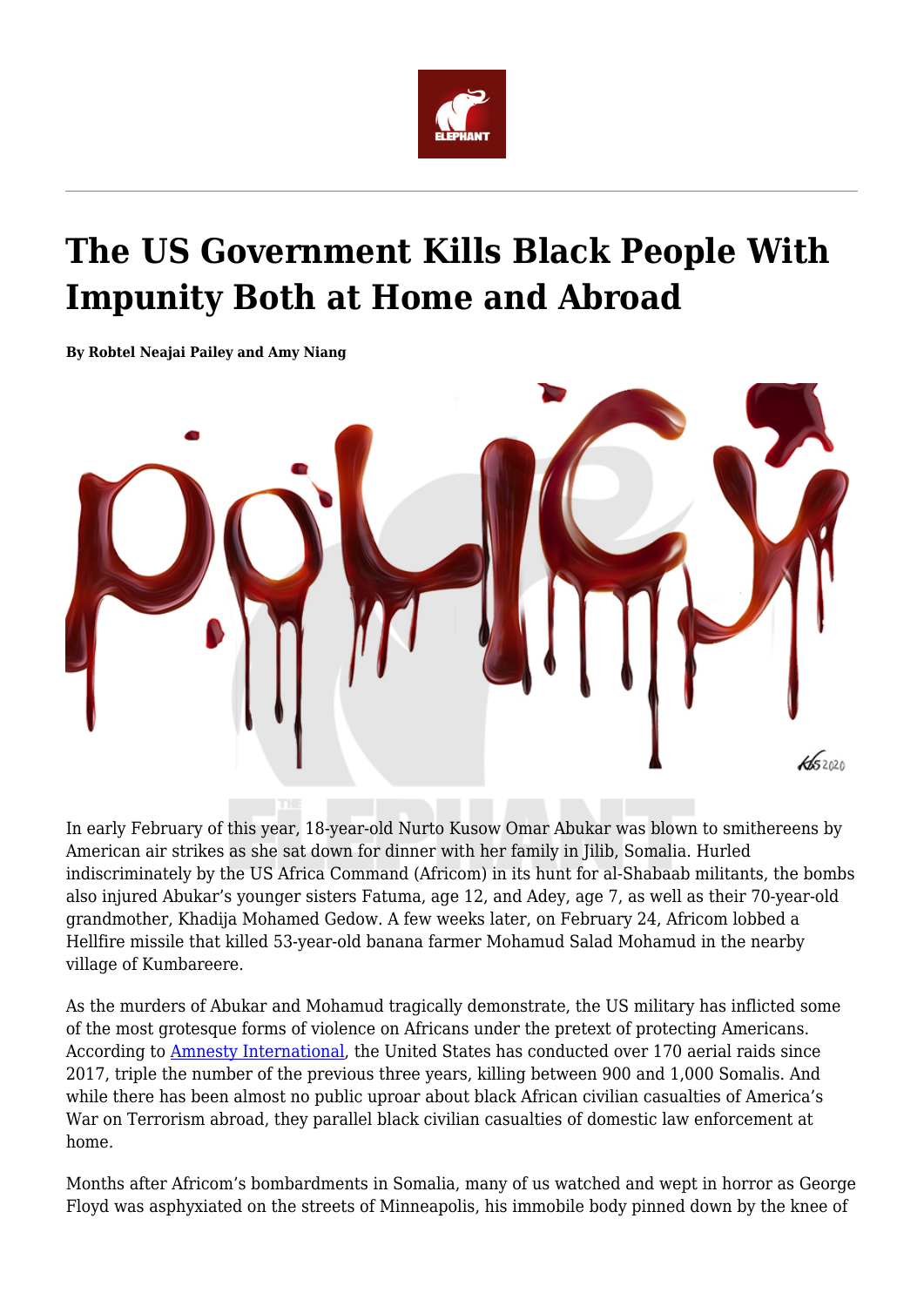# The US Government Kills Black People With Impunity Both at Home and Abroad

**By Robtel Neajai Pailey and Amy Niang**

In early February of this year, 18-year-old Nurto Kusow Omar Abukar was blown to smithereens by American air strikes as she sat down for dinner with her family in Jilib, Somalia. Hurled indiscriminately by the US Africa Command (Africom) in its hunt for al-Shabaab militants, the bombs also injured Abukar's younger sisters Fatuma, age 12, and Adey, age 7, as well as their 70-year-old grandmother, Khadija Mohamed Gedow. A few weeks later, on February 24, Africom lobbed a Hellfire missile that killed 53-year-old banana farmer Mohamud Salad Mohamud in the nearby village of Kumbareere.

As the murders of Abukar and Mohamud tragically demonstrate, the US military has inflicted some of the most grotesque forms of violence on Africans under the pretext of protecting Americans. According to Amnesty International, the United States has conducted over 170 aerial raids since 2017, triple the number of the previous three years, killing between 900 and 1,000 Somalis. And while there has been almost no public uproar about black African civilian casualties of America's War on Terrorism abroad, they parallel black civilian casualties of domestic law enforcement at home.

Months after Africom's bombardments in Somalia, many of us watched and wept in horror as George Floyd was asphyxiated on the streets of Minneapolis, his immobile body pinned down by the knee of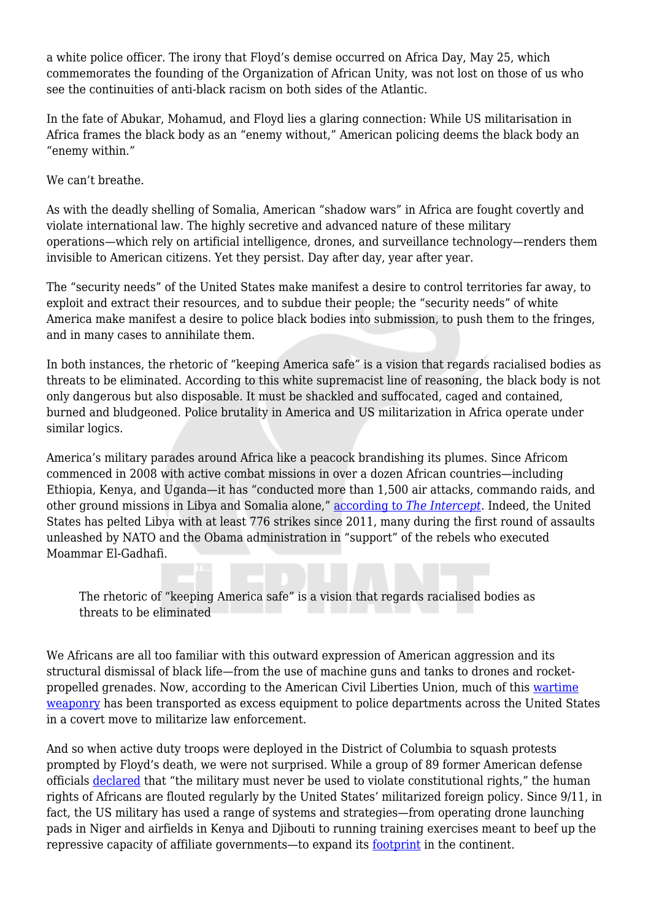a white police officer. The irony that Floyd's demise occurred on Africa Day, May 25, which commemorates the founding of the Organization of African Unity, was not lost on those of us who see the continuities of anti-black racism on both sides of the Atlantic.

In the fate of Abukar, Mohamud, and Floyd lies a glaring connection: While US militarisation in Africa frames the black body as an "enemy without," American policing deems the black body an "enemy within."

We can't breathe.

As with the deadly shelling of Somalia, American "shadow wars" in Africa are fought covertly and violate international law. The highly secretive and advanced nature of these military operations—which rely on artificial intelligence, drones, and surveillance technology—renders them invisible to American citizens. Yet they persist. Day after day, year after year.

The "security needs" of the United States make manifest a desire to control territories far away, to exploit and extract their resources, and to subdue their people; the "security needs" of white America make manifest a desire to police black bodies into submission, to push them to the fringes, and in many cases to annihilate them.

In both instances, the rhetoric of "keeping America safe" is a vision that regards racialised bodies as threats to be eliminated. According to this white supremacist line of reasoning, the black body is not only dangerous but also disposable. It must be shackled and suffocated, caged and contained, burned and bludgeoned. Police brutality in America and US militarization in Africa operate under similar logics.

America's military parades around Africa like a peacock brandishing its plumes. Since Africom commenced in 2008 with active combat missions in over a dozen African countries—including Ethiopia, Kenya, and Uganda—it has "conducted more than 1,500 air attacks, commando raids, and other ground missions in Libya and Somalia alone," according to *The Intercept*. Indeed, the United States has pelted Libya with at least 776 strikes since 2011, many during the first round of assaults unleashed by NATO and the Obama administration in "support" of the rebels who executed Moammar El-Gadhafi.

> The rhetoric of "keeping America safe" is a vision that regards racialised bodies as threats to be eliminated

We Africans are all too familiar with this outward expression of American aggression and its structural dismissal of black life—from the use of machine guns and tanks to drones and rocket-propelled grenades. Now, according to the American Civil Liberties Union, much of this wartime weaponry has been transported as excess equipment to police departments across the United States in a covert move to militarize law enforcement.

And so when active duty troops were deployed in the District of Columbia to squash protests prompted by Floyd's death, we were not surprised. While a group of 89 former American defense officials declared that "the military must never be used to violate constitutional rights," the human rights of Africans are flouted regularly by the United States' militarized foreign policy. Since 9/11, in fact, the US military has used a range of systems and strategies—from operating drone launching pads in Niger and airfields in Kenya and Djibouti to running training exercises meant to beef up the repressive capacity of affiliate governments—to expand its footprint in the continent.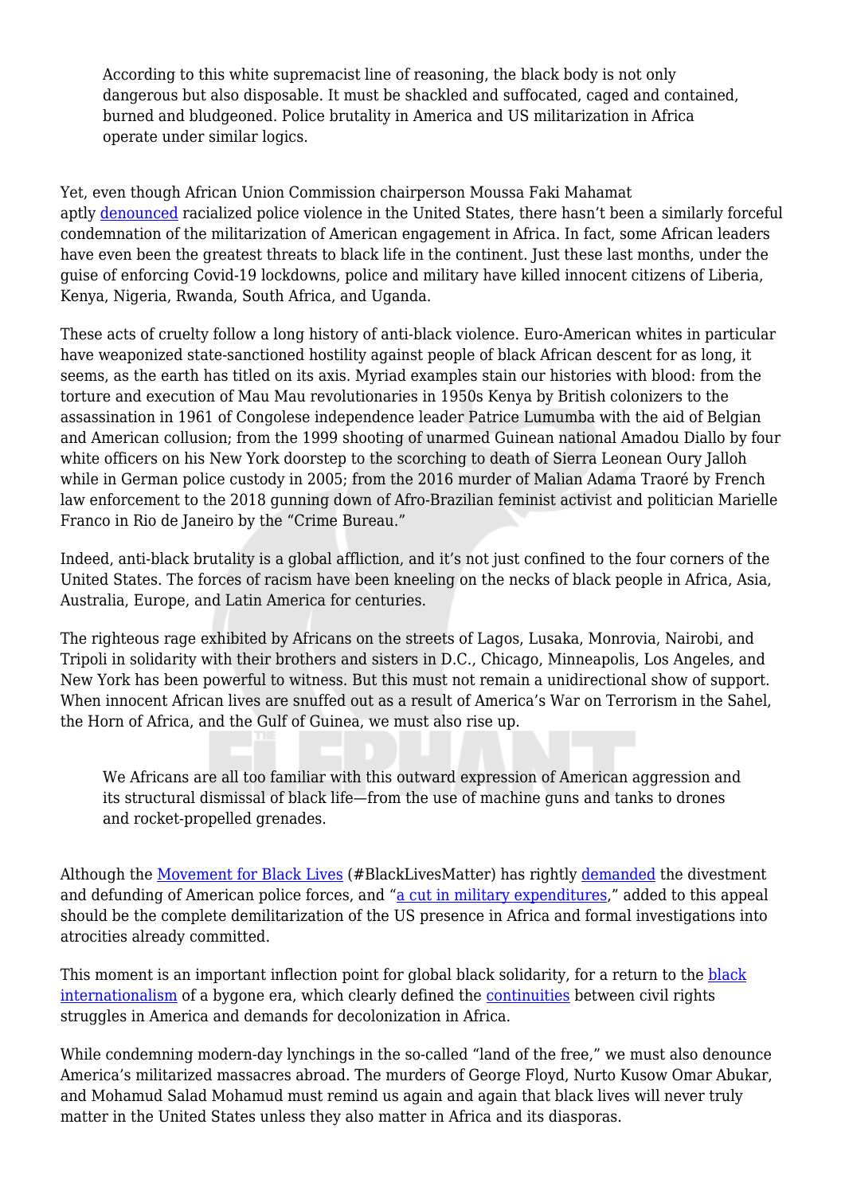> According to this white supremacist line of reasoning, the black body is not only dangerous but also disposable. It must be shackled and suffocated, caged and contained, burned and bludgeoned. Police brutality in America and US militarization in Africa operate under similar logics.

Yet, even though African Union Commission chairperson Moussa Faki Mahamat aptly denounced racialized police violence in the United States, there hasn't been a similarly forceful condemnation of the militarization of American engagement in Africa. In fact, some African leaders have even been the greatest threats to black life in the continent. Just these last months, under the guise of enforcing Covid-19 lockdowns, police and military have killed innocent citizens of Liberia, Kenya, Nigeria, Rwanda, South Africa, and Uganda.

These acts of cruelty follow a long history of anti-black violence. Euro-American whites in particular have weaponized state-sanctioned hostility against people of black African descent for as long, it seems, as the earth has titled on its axis. Myriad examples stain our histories with blood: from the torture and execution of Mau Mau revolutionaries in 1950s Kenya by British colonizers to the assassination in 1961 of Congolese independence leader Patrice Lumumba with the aid of Belgian and American collusion; from the 1999 shooting of unarmed Guinean national Amadou Diallo by four white officers on his New York doorstep to the scorching to death of Sierra Leonean Oury Jalloh while in German police custody in 2005; from the 2016 murder of Malian Adama Traoré by French law enforcement to the 2018 gunning down of Afro-Brazilian feminist activist and politician Marielle Franco in Rio de Janeiro by the "Crime Bureau."

Indeed, anti-black brutality is a global affliction, and it's not just confined to the four corners of the United States. The forces of racism have been kneeling on the necks of black people in Africa, Asia, Australia, Europe, and Latin America for centuries.

The righteous rage exhibited by Africans on the streets of Lagos, Lusaka, Monrovia, Nairobi, and Tripoli in solidarity with their brothers and sisters in D.C., Chicago, Minneapolis, Los Angeles, and New York has been powerful to witness. But this must not remain a unidirectional show of support. When innocent African lives are snuffed out as a result of America's War on Terrorism in the Sahel, the Horn of Africa, and the Gulf of Guinea, we must also rise up.

> We Africans are all too familiar with this outward expression of American aggression and its structural dismissal of black life—from the use of machine guns and tanks to drones and rocket-propelled grenades.

Although the Movement for Black Lives (#BlackLivesMatter) has rightly demanded the divestment and defunding of American police forces, and "a cut in military expenditures," added to this appeal should be the complete demilitarization of the US presence in Africa and formal investigations into atrocities already committed.

This moment is an important inflection point for global black solidarity, for a return to the black internationalism of a bygone era, which clearly defined the continuities between civil rights struggles in America and demands for decolonization in Africa.

While condemning modern-day lynchings in the so-called "land of the free," we must also denounce America's militarized massacres abroad. The murders of George Floyd, Nurto Kusow Omar Abukar, and Mohamud Salad Mohamud must remind us again and again that black lives will never truly matter in the United States unless they also matter in Africa and its diasporas.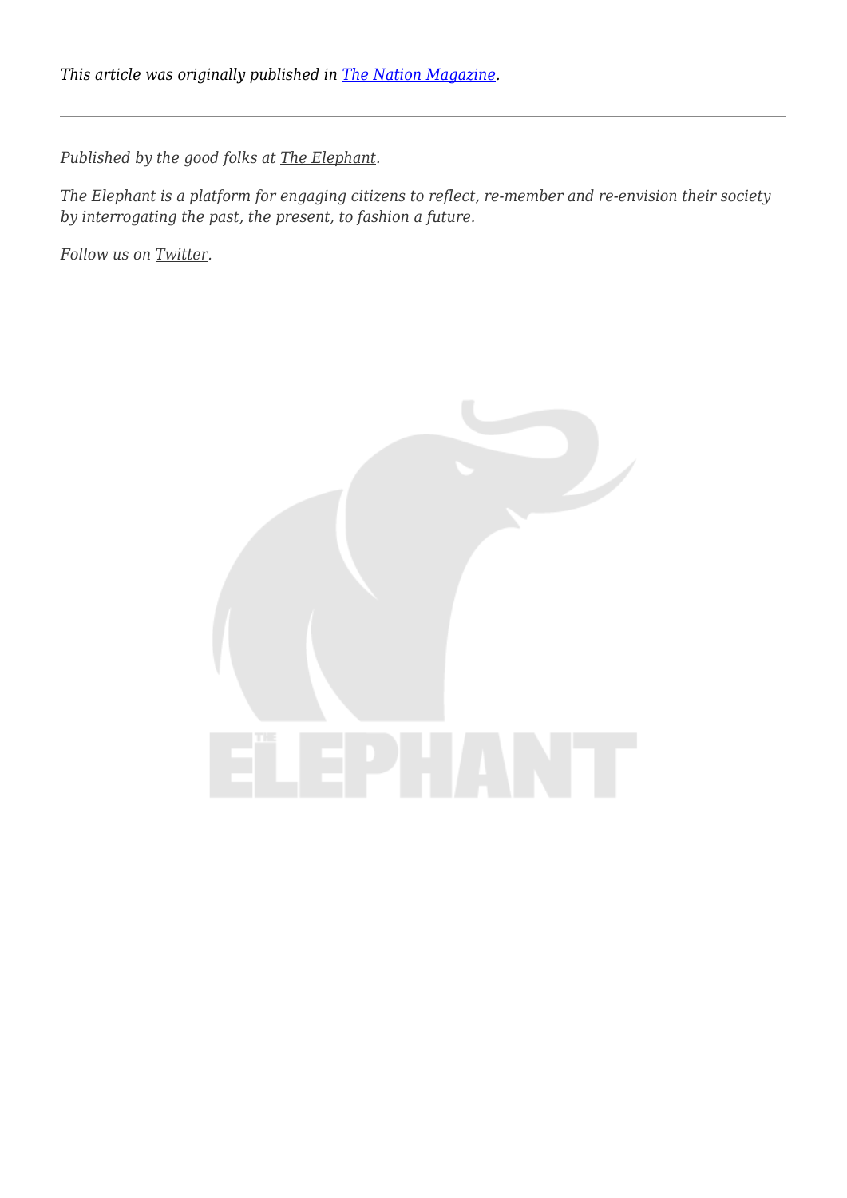*This article was originally published in [The Nation Magazine](https://www.thenation.com/).*

---

*Published by the good folks at [The Elephant](https://www.theelephant.info/).*

*The Elephant is a platform for engaging citizens to reflect, re-member and re-envision their society by interrogating the past, the present, to fashion a future.*

*Follow us on [Twitter](https://twitter.com/TheElephantInfo).*